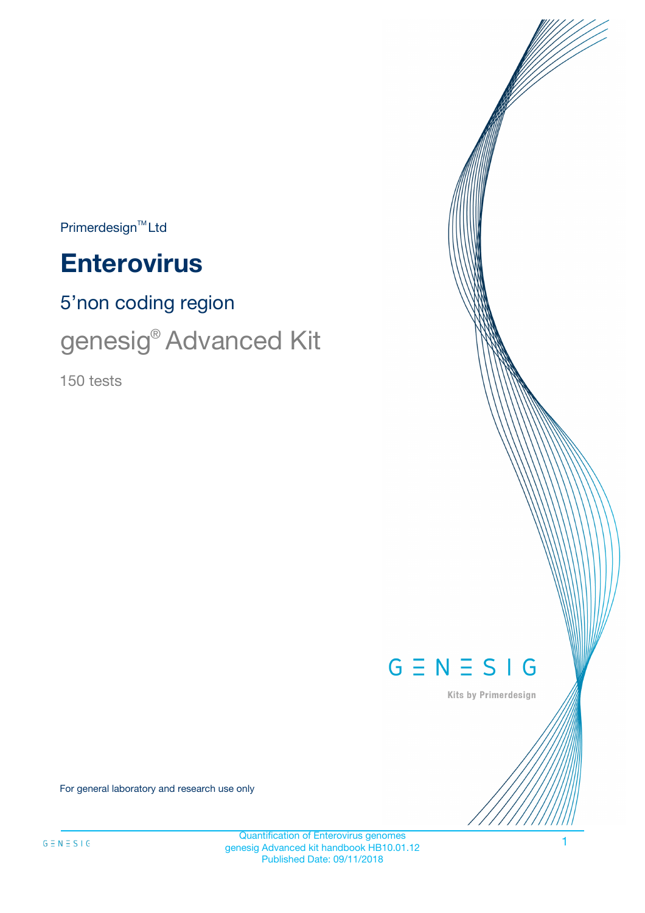Primerdesign™ Ltd

# Enterovirus

## 5'non coding region

## genesig® Advanced Kit

150 tests

GENESIG

Kits by Primerdesign

For general laboratory and research use only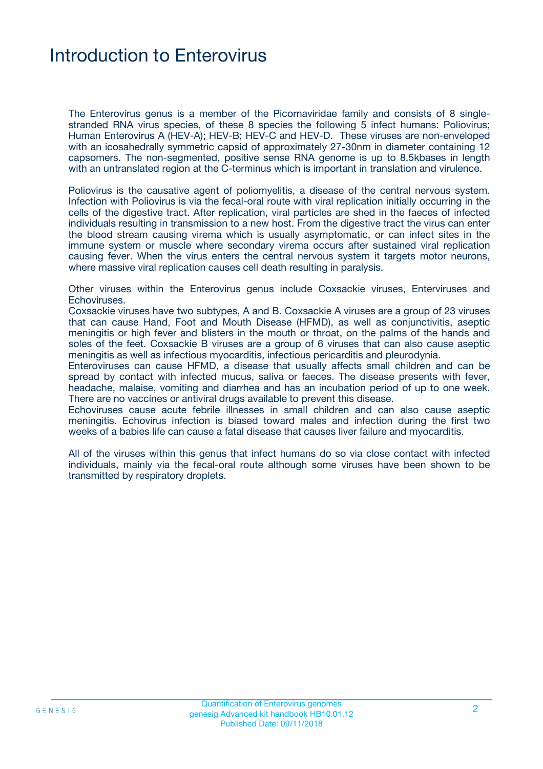# Introduction to Enterovirus

The Enterovirus genus is a member of the Picornaviridae family and consists of 8 single-stranded RNA virus species, of these 8 species the following 5 infect humans: Poliovirus; Human Enterovirus A (HEV-A); HEV-B; HEV-C and HEV-D. These viruses are non-enveloped with an icosahedrally symmetric capsid of approximately 27-30nm in diameter containing 12 capsomers. The non-segmented, positive sense RNA genome is up to 8.5kbases in length with an untranslated region at the C-terminus which is important in translation and virulence.

Poliovirus is the causative agent of poliomyelitis, a disease of the central nervous system. Infection with Poliovirus is via the fecal-oral route with viral replication initially occurring in the cells of the digestive tract. After replication, viral particles are shed in the faeces of infected individuals resulting in transmission to a new host. From the digestive tract the virus can enter the blood stream causing virema which is usually asymptomatic, or can infect sites in the immune system or muscle where secondary virema occurs after sustained viral replication causing fever. When the virus enters the central nervous system it targets motor neurons, where massive viral replication causes cell death resulting in paralysis.

Other viruses within the Enterovirus genus include Coxsackie viruses, Enterviruses and Echoviruses.
Coxsackie viruses have two subtypes, A and B. Coxsackie A viruses are a group of 23 viruses that can cause Hand, Foot and Mouth Disease (HFMD), as well as conjunctivitis, aseptic meningitis or high fever and blisters in the mouth or throat, on the palms of the hands and soles of the feet. Coxsackie B viruses are a group of 6 viruses that can also cause aseptic meningitis as well as infectious myocarditis, infectious pericarditis and pleurodynia.
Enteroviruses can cause HFMD, a disease that usually affects small children and can be spread by contact with infected mucus, saliva or faeces. The disease presents with fever, headache, malaise, vomiting and diarrhea and has an incubation period of up to one week. There are no vaccines or antiviral drugs available to prevent this disease.
Echoviruses cause acute febrile illnesses in small children and can also cause aseptic meningitis. Echovirus infection is biased toward males and infection during the first two weeks of a babies life can cause a fatal disease that causes liver failure and myocarditis.

All of the viruses within this genus that infect humans do so via close contact with infected individuals, mainly via the fecal-oral route although some viruses have been shown to be transmitted by respiratory droplets.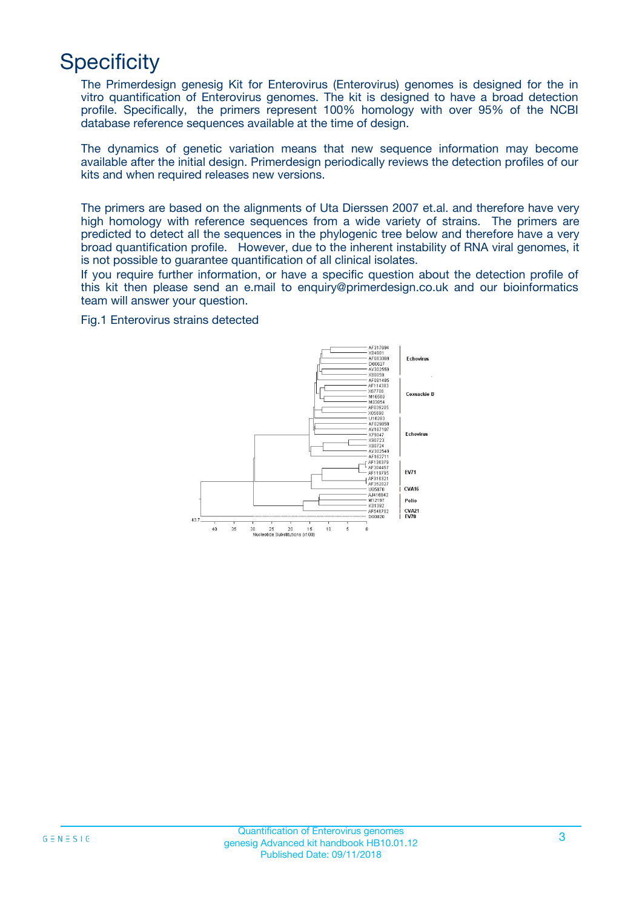# Specificity

The Primerdesign genesig Kit for Enterovirus (Enterovirus) genomes is designed for the in vitro quantification of Enterovirus genomes. The kit is designed to have a broad detection profile. Specifically, the primers represent 100% homology with over 95% of the NCBI database reference sequences available at the time of design.

The dynamics of genetic variation means that new sequence information may become available after the initial design. Primerdesign periodically reviews the detection profiles of our kits and when required releases new versions.

The primers are based on the alignments of Uta Dierssen 2007 et.al. and therefore have very high homology with reference sequences from a wide variety of strains. The primers are predicted to detect all the sequences in the phylogenic tree below and therefore have a very broad quantification profile. However, due to the inherent instability of RNA viral genomes, it is not possible to guarantee quantification of all clinical isolates.

If you require further information, or have a specific question about the detection profile of this kit then please send an e.mail to enquiry@primerdesign.co.uk and our bioinformatics team will answer your question.

Fig.1 Enterovirus strains detected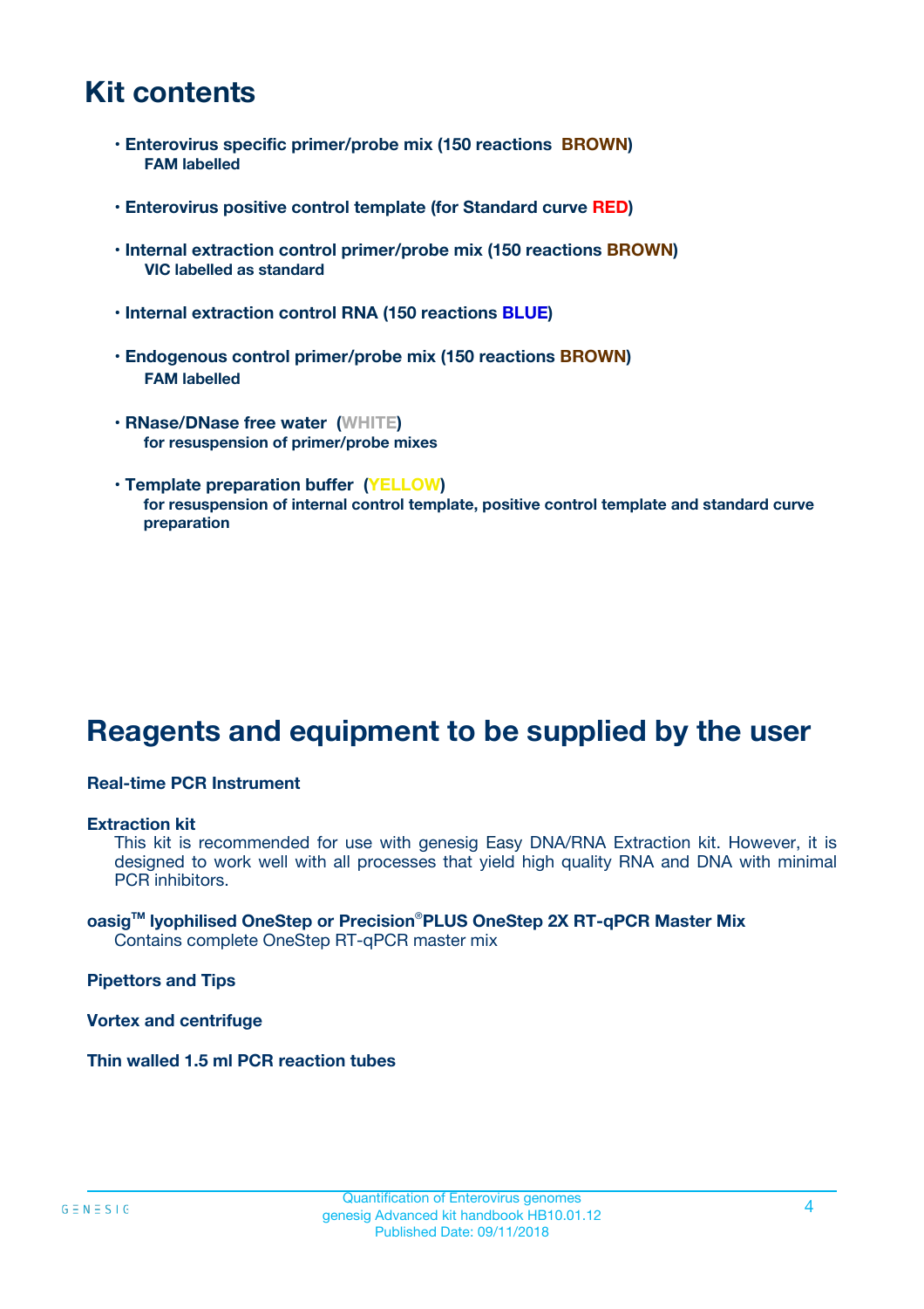# Kit contents

- **Enterovirus specific primer/probe mix (150 reactions BROWN)**
  **FAM labelled**
- **Enterovirus positive control template (for Standard curve RED)**
- **Internal extraction control primer/probe mix (150 reactions BROWN)**
  **VIC labelled as standard**
- **Internal extraction control RNA (150 reactions BLUE)**
- **Endogenous control primer/probe mix (150 reactions BROWN)**
  **FAM labelled**
- **RNase/DNase free water (WHITE)**
  **for resuspension of primer/probe mixes**
- **Template preparation buffer (YELLOW)**
  **for resuspension of internal control template, positive control template and standard curve preparation**

# Reagents and equipment to be supplied by the user

**Real-time PCR Instrument**

**Extraction kit**
This kit is recommended for use with genesig Easy DNA/RNA Extraction kit. However, it is designed to work well with all processes that yield high quality RNA and DNA with minimal PCR inhibitors.

**oasig™ lyophilised OneStep or Precision®PLUS OneStep 2X RT-qPCR Master Mix**
Contains complete OneStep RT-qPCR master mix

**Pipettors and Tips**

**Vortex and centrifuge**

**Thin walled 1.5 ml PCR reaction tubes**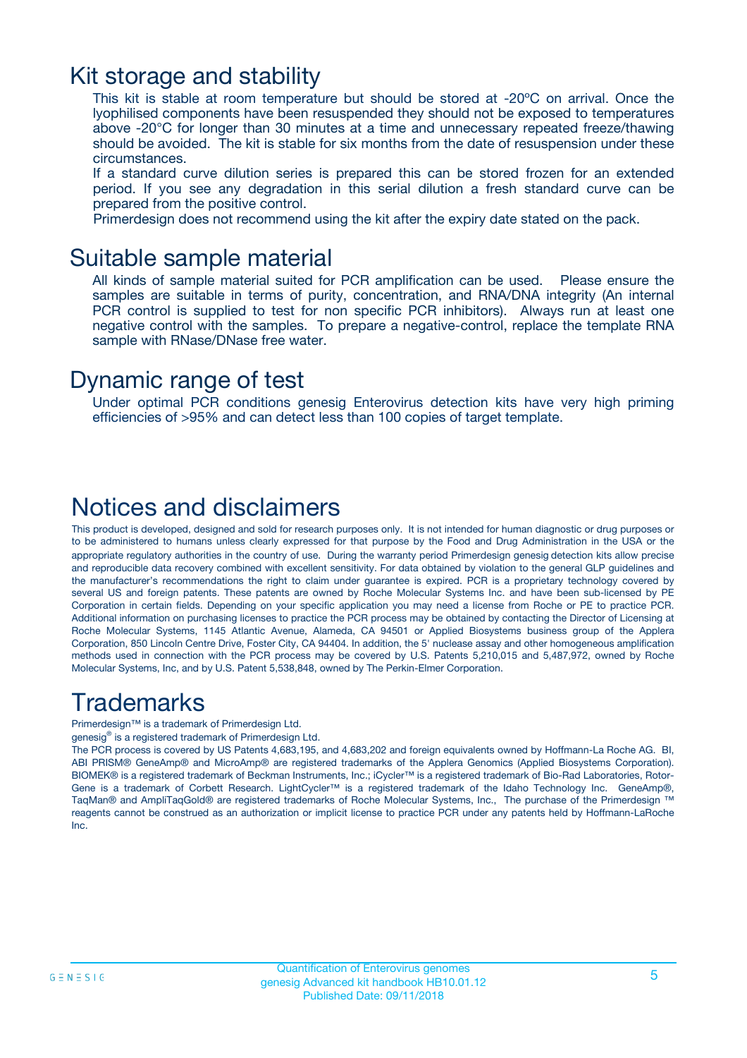# Kit storage and stability

This kit is stable at room temperature but should be stored at -20ºC on arrival. Once the lyophilised components have been resuspended they should not be exposed to temperatures above -20°C for longer than 30 minutes at a time and unnecessary repeated freeze/thawing should be avoided. The kit is stable for six months from the date of resuspension under these circumstances.

If a standard curve dilution series is prepared this can be stored frozen for an extended period. If you see any degradation in this serial dilution a fresh standard curve can be prepared from the positive control.

Primerdesign does not recommend using the kit after the expiry date stated on the pack.

# Suitable sample material

All kinds of sample material suited for PCR amplification can be used. Please ensure the samples are suitable in terms of purity, concentration, and RNA/DNA integrity (An internal PCR control is supplied to test for non specific PCR inhibitors). Always run at least one negative control with the samples. To prepare a negative-control, replace the template RNA sample with RNase/DNase free water.

# Dynamic range of test

Under optimal PCR conditions genesig Enterovirus detection kits have very high priming efficiencies of >95% and can detect less than 100 copies of target template.

# Notices and disclaimers

This product is developed, designed and sold for research purposes only. It is not intended for human diagnostic or drug purposes or to be administered to humans unless clearly expressed for that purpose by the Food and Drug Administration in the USA or the appropriate regulatory authorities in the country of use. During the warranty period Primerdesign genesig detection kits allow precise and reproducible data recovery combined with excellent sensitivity. For data obtained by violation to the general GLP guidelines and the manufacturer's recommendations the right to claim under guarantee is expired. PCR is a proprietary technology covered by several US and foreign patents. These patents are owned by Roche Molecular Systems Inc. and have been sub-licensed by PE Corporation in certain fields. Depending on your specific application you may need a license from Roche or PE to practice PCR. Additional information on purchasing licenses to practice the PCR process may be obtained by contacting the Director of Licensing at Roche Molecular Systems, 1145 Atlantic Avenue, Alameda, CA 94501 or Applied Biosystems business group of the Applera Corporation, 850 Lincoln Centre Drive, Foster City, CA 94404. In addition, the 5' nuclease assay and other homogeneous amplification methods used in connection with the PCR process may be covered by U.S. Patents 5,210,015 and 5,487,972, owned by Roche Molecular Systems, Inc, and by U.S. Patent 5,538,848, owned by The Perkin-Elmer Corporation.

# Trademarks

Primerdesign™ is a trademark of Primerdesign Ltd.

genesig® is a registered trademark of Primerdesign Ltd.

The PCR process is covered by US Patents 4,683,195, and 4,683,202 and foreign equivalents owned by Hoffmann-La Roche AG. BI, ABI PRISM® GeneAmp® and MicroAmp® are registered trademarks of the Applera Genomics (Applied Biosystems Corporation). BIOMEK® is a registered trademark of Beckman Instruments, Inc.; iCycler™ is a registered trademark of Bio-Rad Laboratories, Rotor-Gene is a trademark of Corbett Research. LightCycler™ is a registered trademark of the Idaho Technology Inc. GeneAmp®, TaqMan® and AmpliTaqGold® are registered trademarks of Roche Molecular Systems, Inc., The purchase of the Primerdesign ™ reagents cannot be construed as an authorization or implicit license to practice PCR under any patents held by Hoffmann-LaRoche Inc.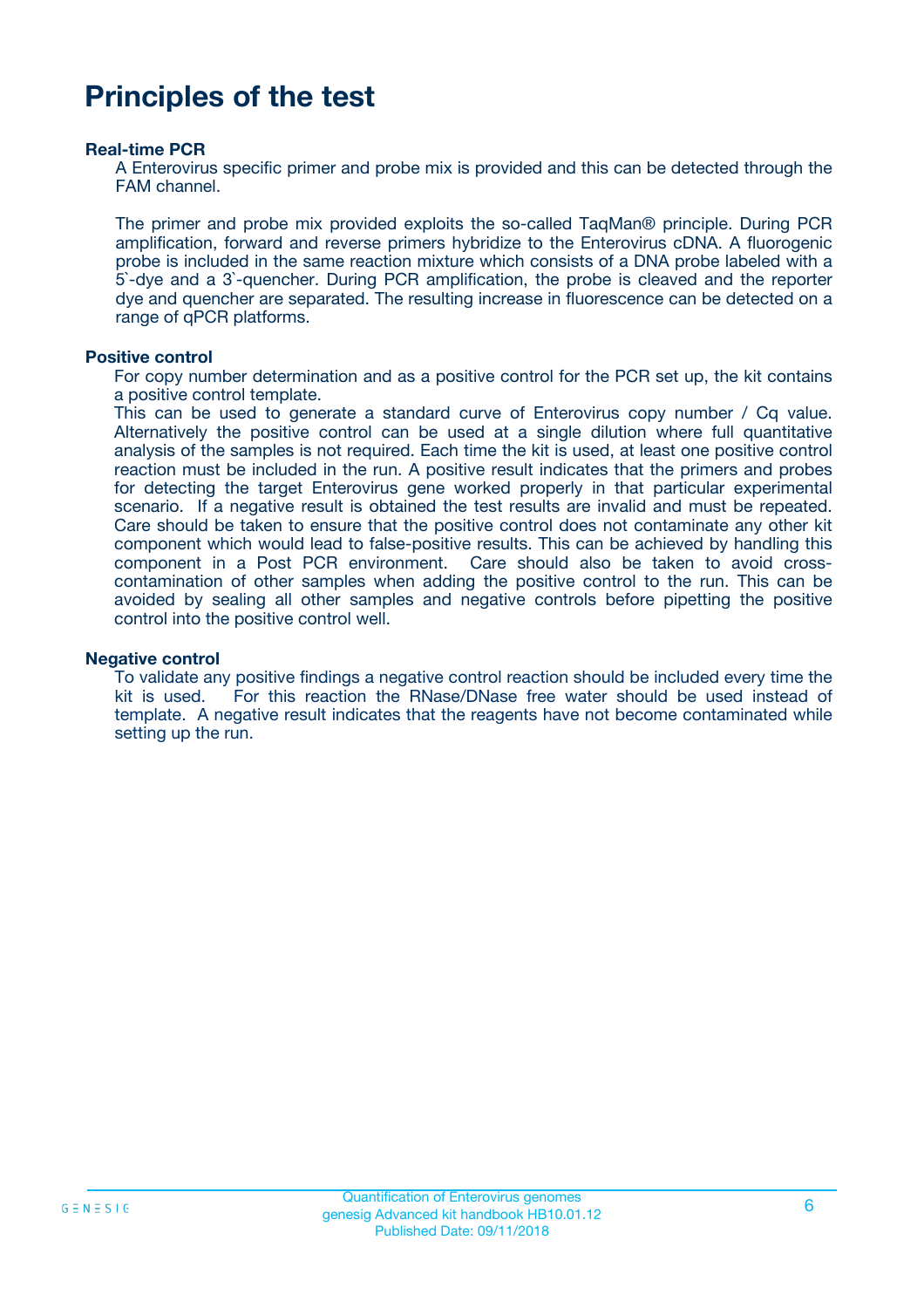# Principles of the test

**Real-time PCR**

A Enterovirus specific primer and probe mix is provided and this can be detected through the FAM channel.

The primer and probe mix provided exploits the so-called TaqMan® principle. During PCR amplification, forward and reverse primers hybridize to the Enterovirus cDNA. A fluorogenic probe is included in the same reaction mixture which consists of a DNA probe labeled with a 5`-dye and a 3`-quencher. During PCR amplification, the probe is cleaved and the reporter dye and quencher are separated. The resulting increase in fluorescence can be detected on a range of qPCR platforms.

**Positive control**

For copy number determination and as a positive control for the PCR set up, the kit contains a positive control template.
This can be used to generate a standard curve of Enterovirus copy number / Cq value. Alternatively the positive control can be used at a single dilution where full quantitative analysis of the samples is not required. Each time the kit is used, at least one positive control reaction must be included in the run. A positive result indicates that the primers and probes for detecting the target Enterovirus gene worked properly in that particular experimental scenario. If a negative result is obtained the test results are invalid and must be repeated. Care should be taken to ensure that the positive control does not contaminate any other kit component which would lead to false-positive results. This can be achieved by handling this component in a Post PCR environment. Care should also be taken to avoid cross-contamination of other samples when adding the positive control to the run. This can be avoided by sealing all other samples and negative controls before pipetting the positive control into the positive control well.

**Negative control**

To validate any positive findings a negative control reaction should be included every time the kit is used. For this reaction the RNase/DNase free water should be used instead of template. A negative result indicates that the reagents have not become contaminated while setting up the run.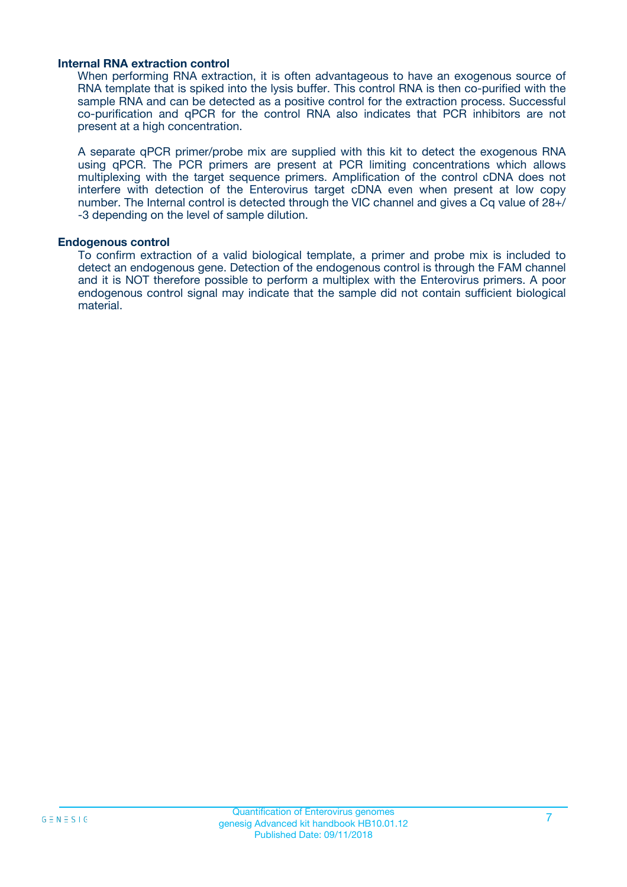### Internal RNA extraction control

When performing RNA extraction, it is often advantageous to have an exogenous source of RNA template that is spiked into the lysis buffer. This control RNA is then co-purified with the sample RNA and can be detected as a positive control for the extraction process. Successful co-purification and qPCR for the control RNA also indicates that PCR inhibitors are not present at a high concentration.

A separate qPCR primer/probe mix are supplied with this kit to detect the exogenous RNA using qPCR. The PCR primers are present at PCR limiting concentrations which allows multiplexing with the target sequence primers. Amplification of the control cDNA does not interfere with detection of the Enterovirus target cDNA even when present at low copy number. The Internal control is detected through the VIC channel and gives a Cq value of 28+/-3 depending on the level of sample dilution.

### Endogenous control

To confirm extraction of a valid biological template, a primer and probe mix is included to detect an endogenous gene. Detection of the endogenous control is through the FAM channel and it is NOT therefore possible to perform a multiplex with the Enterovirus primers. A poor endogenous control signal may indicate that the sample did not contain sufficient biological material.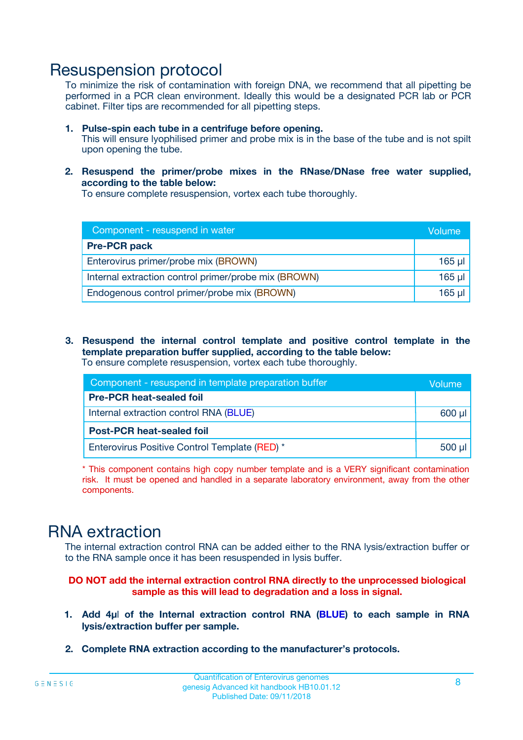# Resuspension protocol

To minimize the risk of contamination with foreign DNA, we recommend that all pipetting be performed in a PCR clean environment. Ideally this would be a designated PCR lab or PCR cabinet. Filter tips are recommended for all pipetting steps.

1. **Pulse-spin each tube in a centrifuge before opening.**
   This will ensure lyophilised primer and probe mix is in the base of the tube and is not spilt upon opening the tube.

2. **Resuspend the primer/probe mixes in the RNase/DNase free water supplied, according to the table below:**
   To ensure complete resuspension, vortex each tube thoroughly.

| Component - resuspend in water | Volume |
|---|---|
| **Pre-PCR pack** | |
| Enterovirus primer/probe mix (BROWN) | 165 µl |
| Internal extraction control primer/probe mix (BROWN) | 165 µl |
| Endogenous control primer/probe mix (BROWN) | 165 µl |

3. **Resuspend the internal control template and positive control template in the template preparation buffer supplied, according to the table below:**
   To ensure complete resuspension, vortex each tube thoroughly.

| Component - resuspend in template preparation buffer | Volume |
|---|---|
| **Pre-PCR heat-sealed foil** | |
| Internal extraction control RNA (BLUE) | 600 µl |
| **Post-PCR heat-sealed foil** | |
| Enterovirus Positive Control Template (RED) * | 500 µl |

* This component contains high copy number template and is a VERY significant contamination risk. It must be opened and handled in a separate laboratory environment, away from the other components.

# RNA extraction

The internal extraction control RNA can be added either to the RNA lysis/extraction buffer or to the RNA sample once it has been resuspended in lysis buffer.

**DO NOT add the internal extraction control RNA directly to the unprocessed biological sample as this will lead to degradation and a loss in signal.**

1. **Add 4µl of the Internal extraction control RNA (BLUE) to each sample in RNA lysis/extraction buffer per sample.**

2. **Complete RNA extraction according to the manufacturer's protocols.**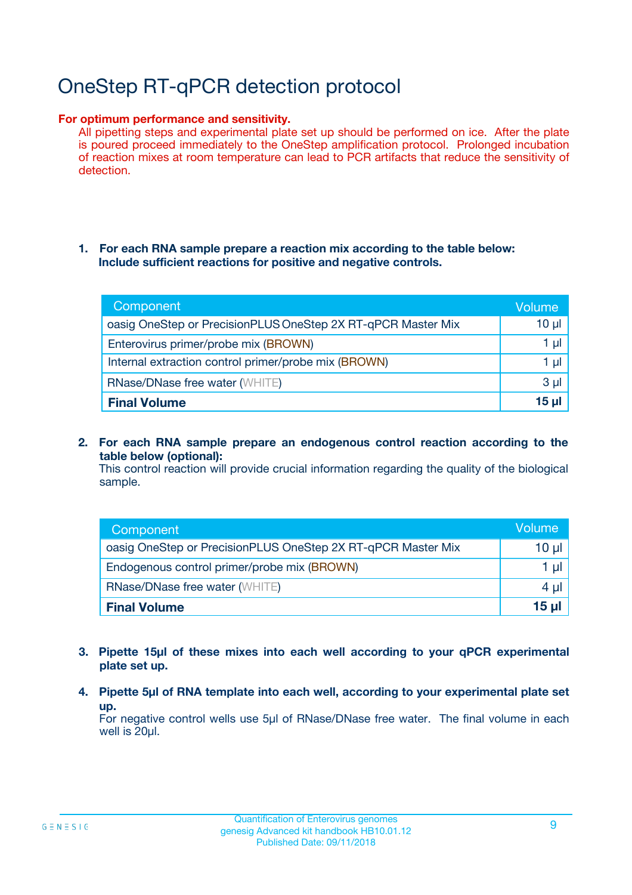# OneStep RT-qPCR detection protocol

**For optimum performance and sensitivity.**

All pipetting steps and experimental plate set up should be performed on ice. After the plate is poured proceed immediately to the OneStep amplification protocol. Prolonged incubation of reaction mixes at room temperature can lead to PCR artifacts that reduce the sensitivity of detection.

1. **For each RNA sample prepare a reaction mix according to the table below: Include sufficient reactions for positive and negative controls.**

| Component | Volume |
| --- | --- |
| oasig OneStep or PrecisionPLUS OneStep 2X RT-qPCR Master Mix | 10 µl |
| Enterovirus primer/probe mix (BROWN) | 1 µl |
| Internal extraction control primer/probe mix (BROWN) | 1 µl |
| RNase/DNase free water (WHITE) | 3 µl |
| **Final Volume** | **15 µl** |

2. **For each RNA sample prepare an endogenous control reaction according to the table below (optional):**
   This control reaction will provide crucial information regarding the quality of the biological sample.

| Component | Volume |
| --- | --- |
| oasig OneStep or PrecisionPLUS OneStep 2X RT-qPCR Master Mix | 10 µl |
| Endogenous control primer/probe mix (BROWN) | 1 µl |
| RNase/DNase free water (WHITE) | 4 µl |
| **Final Volume** | **15 µl** |

3. **Pipette 15µl of these mixes into each well according to your qPCR experimental plate set up.**

4. **Pipette 5µl of RNA template into each well, according to your experimental plate set up.**
   For negative control wells use 5µl of RNase/DNase free water. The final volume in each well is 20µl.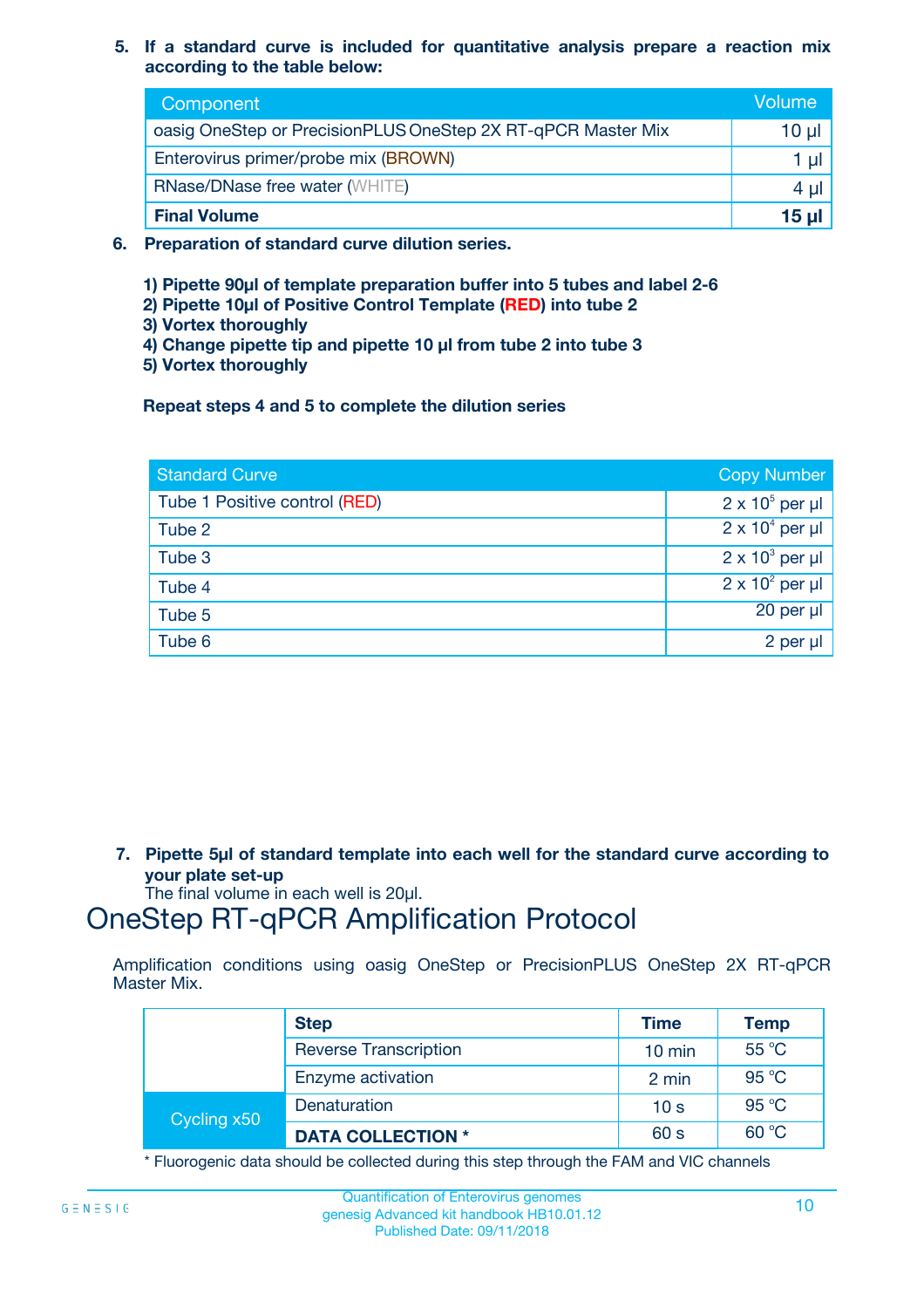5. **If a standard curve is included for quantitative analysis prepare a reaction mix according to the table below:**

| Component | Volume |
|---|---|
| oasig OneStep or PrecisionPLUS OneStep 2X RT-qPCR Master Mix | 10 µl |
| Enterovirus primer/probe mix (BROWN) | 1 µl |
| RNase/DNase free water (WHITE) | 4 µl |
| **Final Volume** | **15 µl** |

6. **Preparation of standard curve dilution series.**

   **1) Pipette 90µl of template preparation buffer into 5 tubes and label 2-6**
   **2) Pipette 10µl of Positive Control Template (RED) into tube 2**
   **3) Vortex thoroughly**
   **4) Change pipette tip and pipette 10 µl from tube 2 into tube 3**
   **5) Vortex thoroughly**

   **Repeat steps 4 and 5 to complete the dilution series**

| Standard Curve | Copy Number |
|---|---|
| Tube 1 Positive control (RED) | $2 \times 10^5$ per µl |
| Tube 2 | $2 \times 10^4$ per µl |
| Tube 3 | $2 \times 10^3$ per µl |
| Tube 4 | $2 \times 10^2$ per µl |
| Tube 5 | 20 per µl |
| Tube 6 | 2 per µl |

7. **Pipette 5µl of standard template into each well for the standard curve according to your plate set-up**
   The final volume in each well is 20µl.

# OneStep RT-qPCR Amplification Protocol

Amplification conditions using oasig OneStep or PrecisionPLUS OneStep 2X RT-qPCR Master Mix.

| | Step | Time | Temp |
|---|---|---|---|
| | Reverse Transcription | 10 min | 55 °C |
| | Enzyme activation | 2 min | 95 °C |
| Cycling x50 | Denaturation | 10 s | 95 °C |
| | **DATA COLLECTION *** | 60 s | 60 °C |

* Fluorogenic data should be collected during this step through the FAM and VIC channels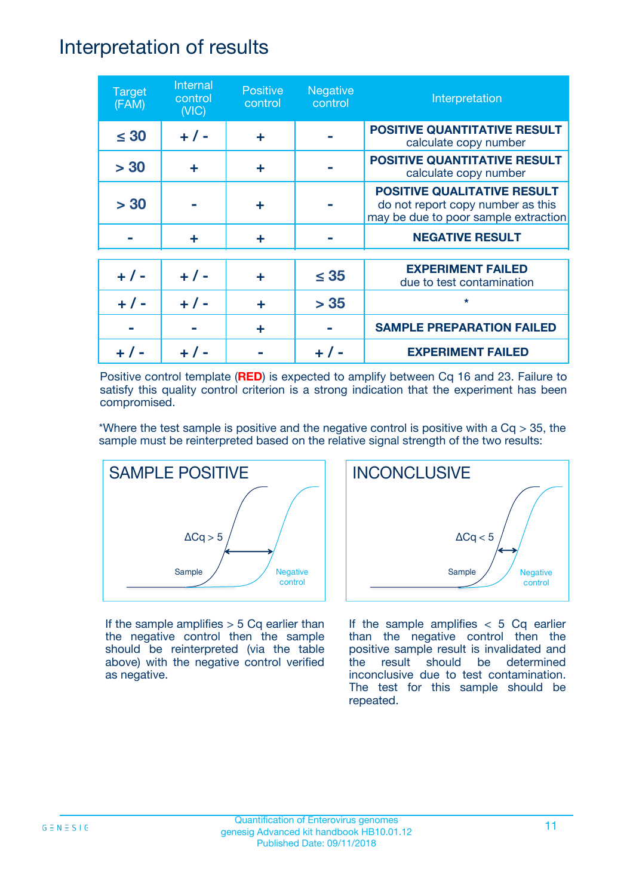# Interpretation of results

| Target (FAM) | Internal control (VIC) | Positive control | Negative control | Interpretation |
|---|---|---|---|---|
| ≤ 30 | + / - | + | - | **POSITIVE QUANTITATIVE RESULT** calculate copy number |
| > 30 | + | + | - | **POSITIVE QUANTITATIVE RESULT** calculate copy number |
| > 30 | - | + | - | **POSITIVE QUALITATIVE RESULT** do not report copy number as this may be due to poor sample extraction |
| - | + | + | - | **NEGATIVE RESULT** |
| + / - | + / - | + | ≤ 35 | **EXPERIMENT FAILED** due to test contamination |
| + / - | + / - | + | > 35 | * |
| - | - | + | - | **SAMPLE PREPARATION FAILED** |
| + / - | + / - | - | + / - | **EXPERIMENT FAILED** |

Positive control template (**RED**) is expected to amplify between Cq 16 and 23. Failure to satisfy this quality control criterion is a strong indication that the experiment has been compromised.

*Where the test sample is positive and the negative control is positive with a Cq > 35, the sample must be reinterpreted based on the relative signal strength of the two results:

## SAMPLE POSITIVE

ΔCq > 5

Sample

Negative control

If the sample amplifies > 5 Cq earlier than the negative control then the sample should be reinterpreted (via the table above) with the negative control verified as negative.

## INCONCLUSIVE

ΔCq < 5

Sample

Negative control

If the sample amplifies < 5 Cq earlier than the negative control then the positive sample result is invalidated and the result should be determined inconclusive due to test contamination. The test for this sample should be repeated.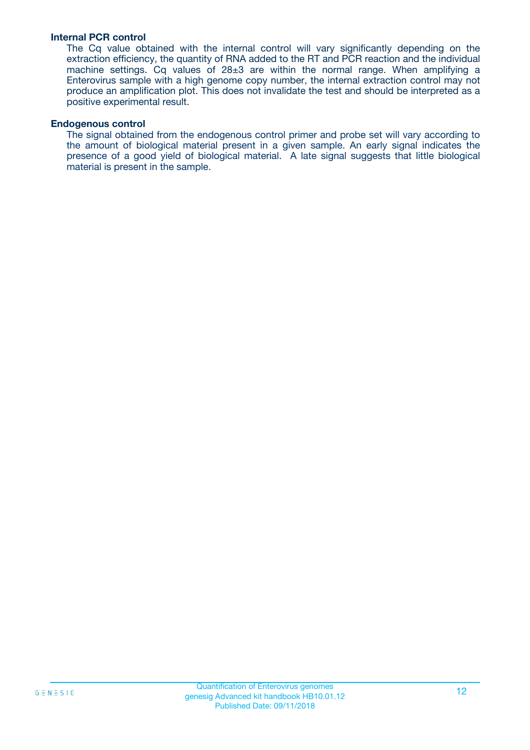**Internal PCR control**

The Cq value obtained with the internal control will vary significantly depending on the extraction efficiency, the quantity of RNA added to the RT and PCR reaction and the individual machine settings. Cq values of 28±3 are within the normal range. When amplifying a Enterovirus sample with a high genome copy number, the internal extraction control may not produce an amplification plot. This does not invalidate the test and should be interpreted as a positive experimental result.

**Endogenous control**

The signal obtained from the endogenous control primer and probe set will vary according to the amount of biological material present in a given sample. An early signal indicates the presence of a good yield of biological material. A late signal suggests that little biological material is present in the sample.